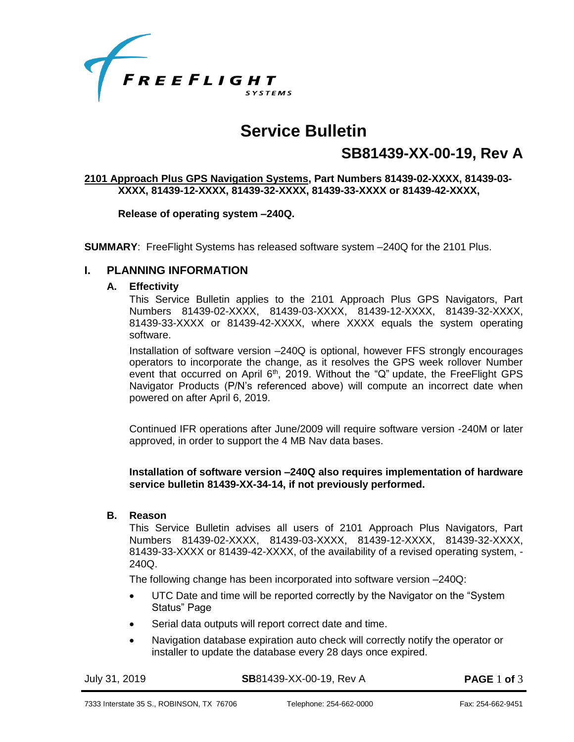FREEFLIGHT SYSTEMS

# Service Bulletin

## SB81439-XX-00-19, Rev A

**<u>2101 Approach Plus GPS Navigation Systems</u>, Part Numbers 81439-02-XXXX, 81439-03-XXXX, 81439-12-XXXX, 81439-32-XXXX, 81439-33-XXXX or 81439-42-XXXX,**

**Release of operating system –240Q.**

**SUMMARY**: FreeFlight Systems has released software system –240Q for the 2101 Plus.

## I. PLANNING INFORMATION

### A. Effectivity

This Service Bulletin applies to the 2101 Approach Plus GPS Navigators, Part Numbers 81439-02-XXXX, 81439-03-XXXX, 81439-12-XXXX, 81439-32-XXXX, 81439-33-XXXX or 81439-42-XXXX, where XXXX equals the system operating software.

Installation of software version –240Q is optional, however FFS strongly encourages operators to incorporate the change, as it resolves the GPS week rollover Number event that occurred on April 6th, 2019. Without the "Q" update, the FreeFlight GPS Navigator Products (P/N's referenced above) will compute an incorrect date when powered on after April 6, 2019.

Continued IFR operations after June/2009 will require software version -240M or later approved, in order to support the 4 MB Nav data bases.

**Installation of software version –240Q also requires implementation of hardware service bulletin 81439-XX-34-14, if not previously performed.**

### B. Reason

This Service Bulletin advises all users of 2101 Approach Plus Navigators, Part Numbers 81439-02-XXXX, 81439-03-XXXX, 81439-12-XXXX, 81439-32-XXXX, 81439-33-XXXX or 81439-42-XXXX, of the availability of a revised operating system, -240Q.

The following change has been incorporated into software version –240Q:

- UTC Date and time will be reported correctly by the Navigator on the "System Status" Page
- Serial data outputs will report correct date and time.
- Navigation database expiration auto check will correctly notify the operator or installer to update the database every 28 days once expired.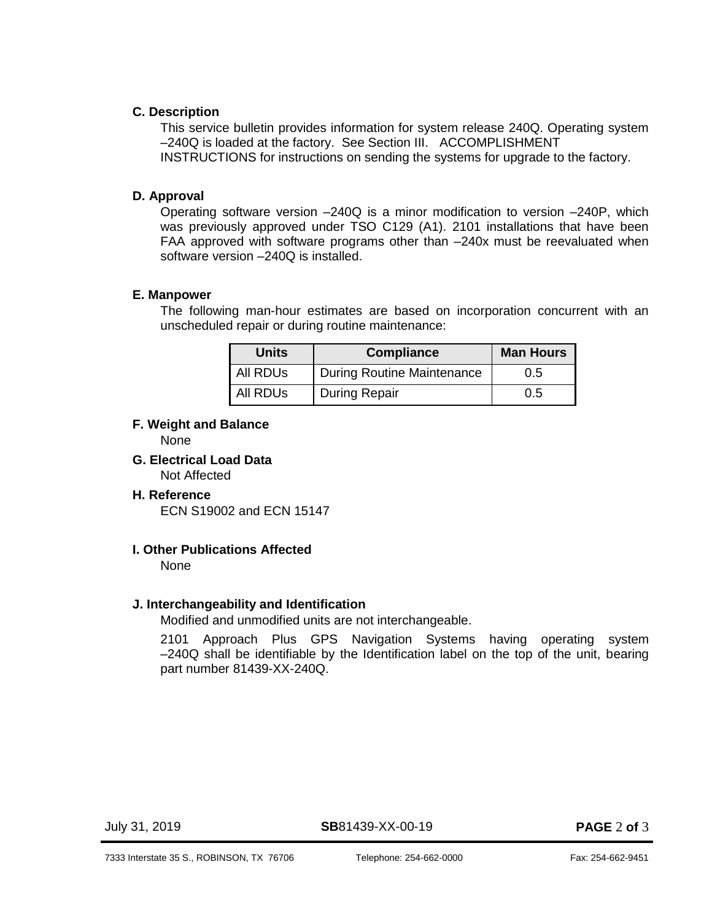### C. Description

This service bulletin provides information for system release 240Q. Operating system –240Q is loaded at the factory. See Section III. ACCOMPLISHMENT INSTRUCTIONS for instructions on sending the systems for upgrade to the factory.

### D. Approval

Operating software version –240Q is a minor modification to version –240P, which was previously approved under TSO C129 (A1). 2101 installations that have been FAA approved with software programs other than –240x must be reevaluated when software version –240Q is installed.

### E. Manpower

The following man-hour estimates are based on incorporation concurrent with an unscheduled repair or during routine maintenance:

| Units | Compliance | Man Hours |
|---|---|---|
| All RDUs | During Routine Maintenance | 0.5 |
| All RDUs | During Repair | 0.5 |

### F. Weight and Balance

None

### G. Electrical Load Data

Not Affected

### H. Reference

ECN S19002 and ECN 15147

### I. Other Publications Affected

None

### J. Interchangeability and Identification

Modified and unmodified units are not interchangeable.

2101 Approach Plus GPS Navigation Systems having operating system –240Q shall be identifiable by the Identification label on the top of the unit, bearing part number 81439-XX-240Q.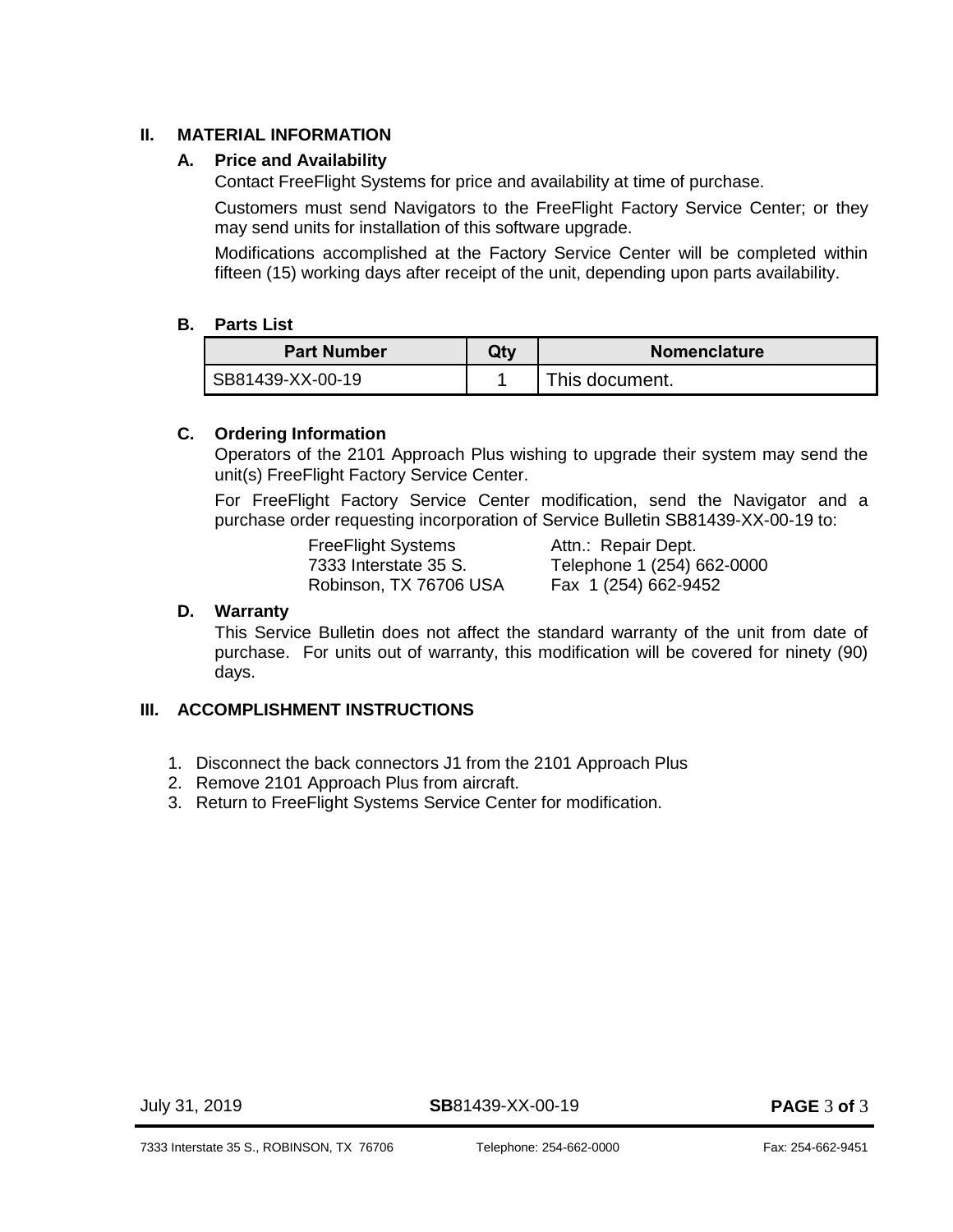## II. MATERIAL INFORMATION

### A. Price and Availability

Contact FreeFlight Systems for price and availability at time of purchase.

Customers must send Navigators to the FreeFlight Factory Service Center; or they may send units for installation of this software upgrade.

Modifications accomplished at the Factory Service Center will be completed within fifteen (15) working days after receipt of the unit, depending upon parts availability.

### B. Parts List

| Part Number | Qty | Nomenclature |
|---|---|---|
| SB81439-XX-00-19 | 1 | This document. |

### C. Ordering Information

Operators of the 2101 Approach Plus wishing to upgrade their system may send the unit(s) FreeFlight Factory Service Center.

For FreeFlight Factory Service Center modification, send the Navigator and a purchase order requesting incorporation of Service Bulletin SB81439-XX-00-19 to:

FreeFlight Systems
7333 Interstate 35 S.
Robinson, TX 76706 USA

Attn.: Repair Dept.
Telephone 1 (254) 662-0000
Fax 1 (254) 662-9452

### D. Warranty

This Service Bulletin does not affect the standard warranty of the unit from date of purchase. For units out of warranty, this modification will be covered for ninety (90) days.

## III. ACCOMPLISHMENT INSTRUCTIONS

1. Disconnect the back connectors J1 from the 2101 Approach Plus
2. Remove 2101 Approach Plus from aircraft.
3. Return to FreeFlight Systems Service Center for modification.